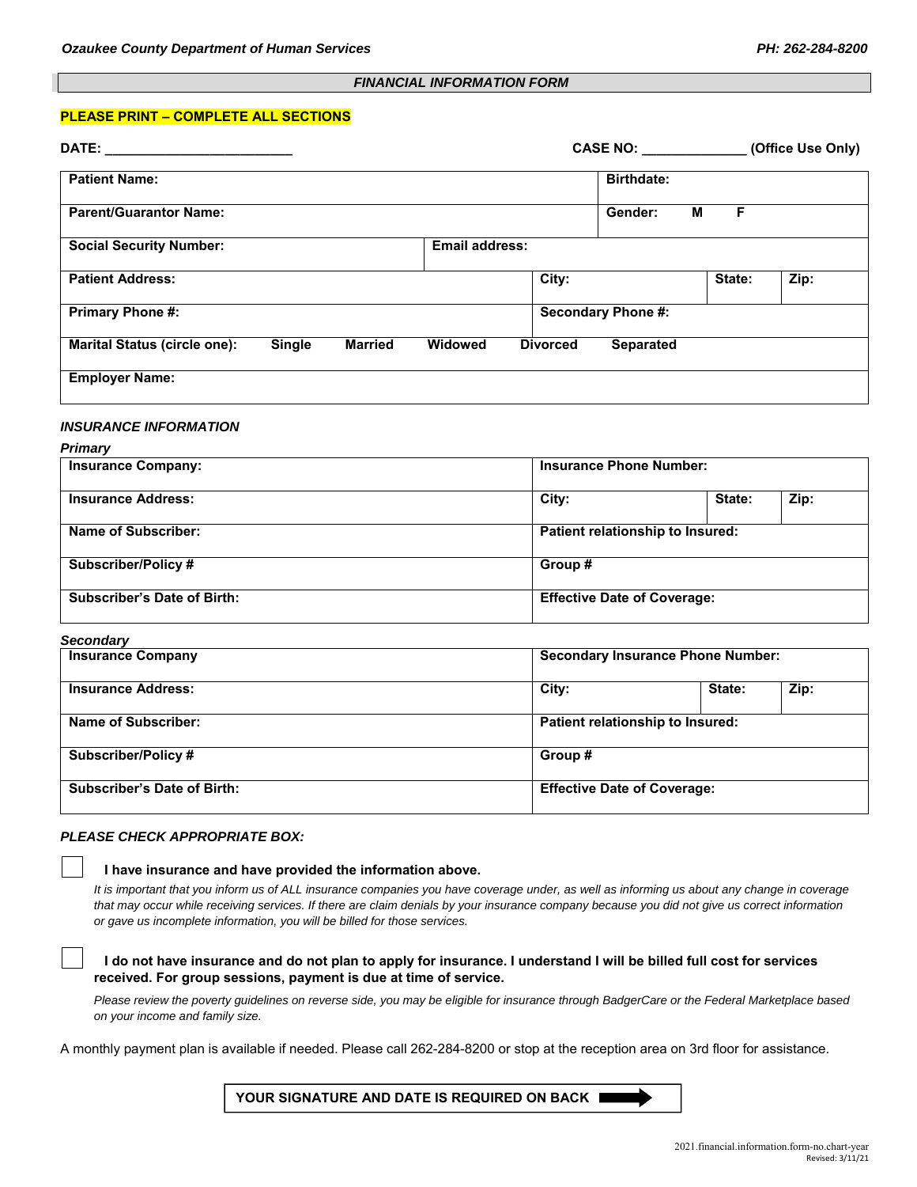Ozaukee County Department of Human Services | PH: 262-284-8200

## *FINANCIAL INFORMATION FORM*

**PLEASE PRINT – COMPLETE ALL SECTIONS**

**DATE:** ________________________ **CASE NO:** _____________ **(Office Use Only)**

| | | | | |
|---|---|---|---|---|
| **Patient Name:** | | **Birthdate:** | | |
| **Parent/Guarantor Name:** | | **Gender: M F** | | |
| **Social Security Number:** | **Email address:** | | | |
| **Patient Address:** | | **City:** | **State:** | **Zip:** |
| **Primary Phone #:** | | **Secondary Phone #:** | | |
| **Marital Status (circle one): Single Married Widowed Divorced Separated** | | | | |
| **Employer Name:** | | | | |

### *INSURANCE INFORMATION*

***Primary***

| | | | |
|---|---|---|---|
| **Insurance Company:** | **Insurance Phone Number:** | | |
| **Insurance Address:** | **City:** | **State:** | **Zip:** |
| **Name of Subscriber:** | **Patient relationship to Insured:** | | |
| **Subscriber/Policy #** | **Group #** | | |
| **Subscriber's Date of Birth:** | **Effective Date of Coverage:** | | |

***Secondary***

| | | | |
|---|---|---|---|
| **Insurance Company** | **Secondary Insurance Phone Number:** | | |
| **Insurance Address:** | **City:** | **State:** | **Zip:** |
| **Name of Subscriber:** | **Patient relationship to Insured:** | | |
| **Subscriber/Policy #** | **Group #** | | |
| **Subscriber's Date of Birth:** | **Effective Date of Coverage:** | | |

### *PLEASE CHECK APPROPRIATE BOX:*

☐ **I have insurance and have provided the information above.**

*It is important that you inform us of ALL insurance companies you have coverage under, as well as informing us about any change in coverage that may occur while receiving services. If there are claim denials by your insurance company because you did not give us correct information or gave us incomplete information, you will be billed for those services.*

☐ **I do not have insurance and do not plan to apply for insurance. I understand I will be billed full cost for services received. For group sessions, payment is due at time of service.**

*Please review the poverty guidelines on reverse side, you may be eligible for insurance through BadgerCare or the Federal Marketplace based on your income and family size.*

A monthly payment plan is available if needed. Please call 262-284-8200 or stop at the reception area on 3rd floor for assistance.

**YOUR SIGNATURE AND DATE IS REQUIRED ON BACK** ➡

2021.financial.information.form-no.chart-year
Revised: 3/11/21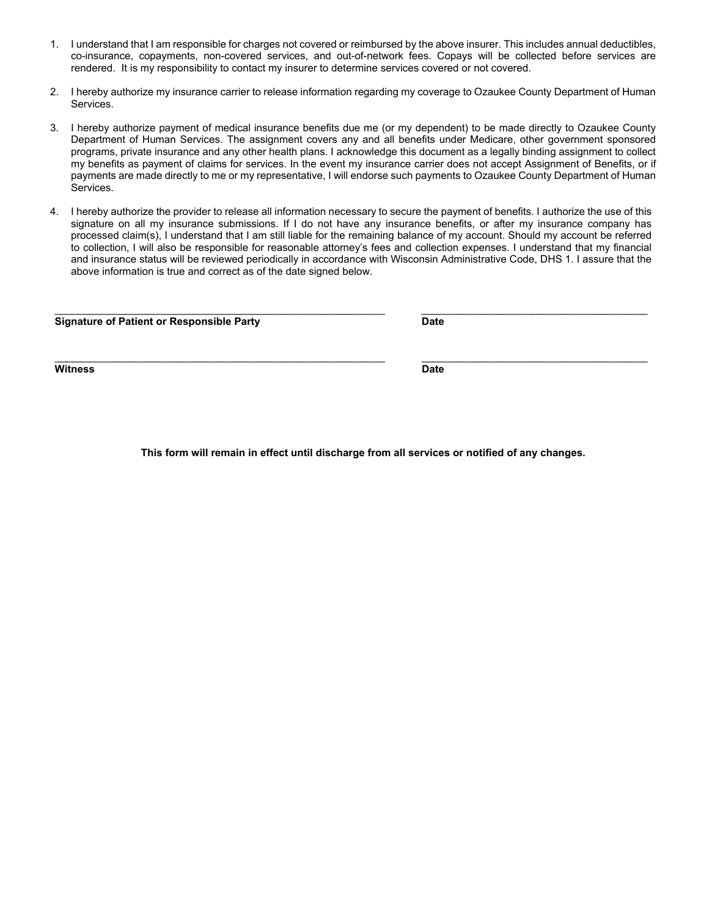1. I understand that I am responsible for charges not covered or reimbursed by the above insurer. This includes annual deductibles, co-insurance, copayments, non-covered services, and out-of-network fees. Copays will be collected before services are rendered. It is my responsibility to contact my insurer to determine services covered or not covered.

2. I hereby authorize my insurance carrier to release information regarding my coverage to Ozaukee County Department of Human Services.

3. I hereby authorize payment of medical insurance benefits due me (or my dependent) to be made directly to Ozaukee County Department of Human Services. The assignment covers any and all benefits under Medicare, other government sponsored programs, private insurance and any other health plans. I acknowledge this document as a legally binding assignment to collect my benefits as payment of claims for services. In the event my insurance carrier does not accept Assignment of Benefits, or if payments are made directly to me or my representative, I will endorse such payments to Ozaukee County Department of Human Services.

4. I hereby authorize the provider to release all information necessary to secure the payment of benefits. I authorize the use of this signature on all my insurance submissions. If I do not have any insurance benefits, or after my insurance company has processed claim(s), I understand that I am still liable for the remaining balance of my account. Should my account be referred to collection, I will also be responsible for reasonable attorney's fees and collection expenses. I understand that my financial and insurance status will be reviewed periodically in accordance with Wisconsin Administrative Code, DHS 1. I assure that the above information is true and correct as of the date signed below.

____________________________________________________________ ________________________________________

**Signature of Patient or Responsible Party** **Date**

____________________________________________________________ ________________________________________

**Witness** **Date**

**This form will remain in effect until discharge from all services or notified of any changes.**